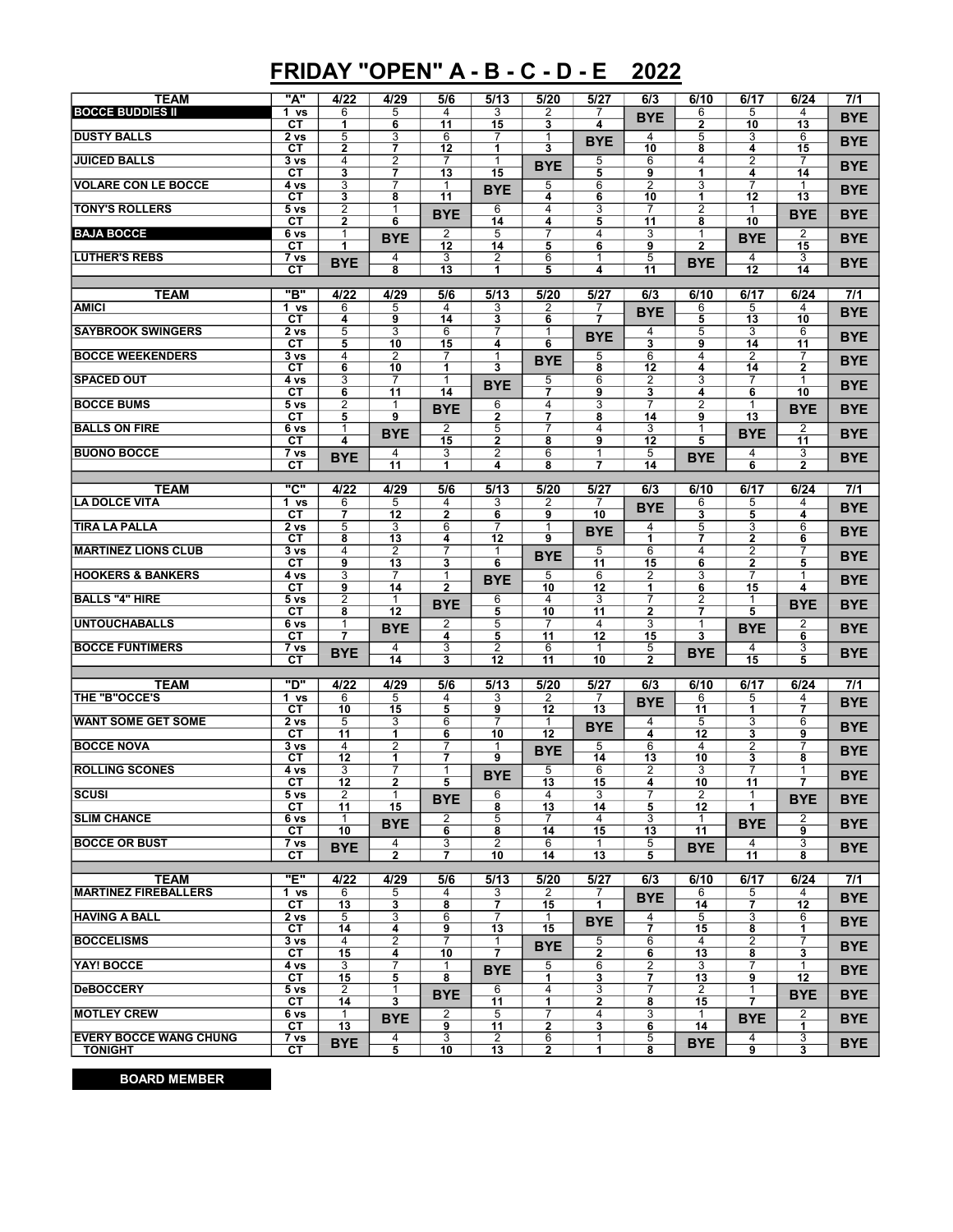# FRIDAY "OPEN" A - B - C - D - E 2022

| TEAM | "A" | 4/22 | 4/29 | 5/6 | 5/13 | 5/20 | 5/27 | 6/3 | 6/10 | 6/17 | 6/24 | 7/1 |
|---|---|---|---|---|---|---|---|---|---|---|---|---|
| **BOCCE BUDDIES II** | 1 vs | 6 | 5 | 4 | 3 | 2 | 7 | BYE | 6 | 5 | 4 | BYE |
| | CT | 1 | 6 | 11 | 15 | 3 | 4 | | 2 | 10 | 13 | |
| DUSTY BALLS | 2 vs | 5 | 3 | 6 | 7 | 1 | BYE | 4 | 5 | 3 | 6 | BYE |
| | CT | 2 | 7 | 12 | 1 | 3 | | 10 | 8 | 4 | 15 | |
| JUICED BALLS | 3 vs | 4 | 2 | 7 | 1 | BYE | 5 | 6 | 4 | 2 | 7 | BYE |
| | CT | 3 | 7 | 13 | 15 | | 5 | 9 | 1 | 4 | 14 | |
| VOLARE CON LE BOCCE | 4 vs | 3 | 7 | 1 | BYE | 5 | 6 | 2 | 3 | 7 | 1 | BYE |
| | CT | 3 | 8 | 11 | | 4 | 6 | 10 | 1 | 12 | 13 | |
| TONY'S ROLLERS | 5 vs | 2 | 1 | BYE | 6 | 4 | 3 | 7 | 2 | 1 | BYE | BYE |
| | CT | 2 | 6 | | 14 | 4 | 5 | 11 | 8 | 10 | | |
| **BAJA BOCCE** | 6 vs | 1 | BYE | 2 | 5 | 7 | 4 | 3 | 1 | BYE | 2 | BYE |
| | CT | 1 | | 12 | 14 | 5 | 6 | 9 | 2 | | 15 | |
| LUTHER'S REBS | 7 vs | BYE | 4 | 3 | 2 | 6 | 1 | 5 | BYE | 4 | 3 | BYE |
| | CT | | 8 | 13 | 1 | 5 | 4 | 11 | | 12 | 14 | |

| TEAM | "B" | 4/22 | 4/29 | 5/6 | 5/13 | 5/20 | 5/27 | 6/3 | 6/10 | 6/17 | 6/24 | 7/1 |
|---|---|---|---|---|---|---|---|---|---|---|---|---|
| AMICI | 1 vs | 6 | 5 | 4 | 3 | 2 | 7 | BYE | 6 | 5 | 4 | BYE |
| | CT | 4 | 9 | 14 | 3 | 6 | 7 | | 5 | 13 | 10 | |
| SAYBROOK SWINGERS | 2 vs | 5 | 3 | 6 | 7 | 1 | BYE | 4 | 5 | 3 | 6 | BYE |
| | CT | 5 | 10 | 15 | 4 | 6 | | 3 | 9 | 14 | 11 | |
| BOCCE WEEKENDERS | 3 vs | 4 | 2 | 7 | 1 | BYE | 5 | 6 | 4 | 2 | 7 | BYE |
| | CT | 6 | 10 | 1 | 3 | | 8 | 12 | 4 | 14 | 2 | |
| SPACED OUT | 4 vs | 3 | 7 | 1 | BYE | 5 | 6 | 2 | 3 | 7 | 1 | BYE |
| | CT | 6 | 11 | 14 | | 7 | 9 | 3 | 4 | 6 | 10 | |
| BOCCE BUMS | 5 vs | 2 | 1 | BYE | 6 | 4 | 3 | 7 | 2 | 1 | BYE | BYE |
| | CT | 5 | 9 | | 2 | 7 | 8 | 14 | 9 | 13 | | |
| BALLS ON FIRE | 6 vs | 1 | BYE | 2 | 5 | 7 | 4 | 3 | 1 | BYE | 2 | BYE |
| | CT | 4 | | 15 | 2 | 8 | 9 | 12 | 5 | | 11 | |
| BUONO BOCCE | 7 vs | BYE | 4 | 3 | 2 | 6 | 1 | 5 | BYE | 4 | 3 | BYE |
| | CT | | 11 | 1 | 4 | 8 | 7 | 14 | | 6 | 2 | |

| TEAM | "C" | 4/22 | 4/29 | 5/6 | 5/13 | 5/20 | 5/27 | 6/3 | 6/10 | 6/17 | 6/24 | 7/1 |
|---|---|---|---|---|---|---|---|---|---|---|---|---|
| LA DOLCE VITA | 1 vs | 6 | 5 | 4 | 3 | 2 | 7 | BYE | 6 | 5 | 4 | BYE |
| | CT | 7 | 12 | 2 | 6 | 9 | 10 | | 3 | 5 | 4 | |
| TIRA LA PALLA | 2 vs | 5 | 3 | 6 | 7 | 1 | BYE | 4 | 5 | 3 | 6 | BYE |
| | CT | 8 | 13 | 4 | 12 | 9 | | 1 | 7 | 2 | 6 | |
| MARTINEZ LIONS CLUB | 3 vs | 4 | 2 | 7 | 1 | BYE | 5 | 6 | 4 | 2 | 7 | BYE |
| | CT | 9 | 13 | 3 | 6 | | 11 | 15 | 6 | 2 | 5 | |
| HOOKERS & BANKERS | 4 vs | 3 | 7 | 1 | BYE | 5 | 6 | 2 | 3 | 7 | 1 | BYE |
| | CT | 9 | 14 | 2 | | 10 | 12 | 1 | 6 | 15 | 4 | |
| BALLS "4" HIRE | 5 vs | 2 | 1 | BYE | 6 | 4 | 3 | 7 | 2 | 1 | BYE | BYE |
| | CT | 8 | 12 | | 5 | 10 | 11 | 2 | 7 | 5 | | |
| UNTOUCHABALLS | 6 vs | 1 | BYE | 2 | 5 | 7 | 4 | 3 | 1 | BYE | 2 | BYE |
| | CT | 7 | | 4 | 5 | 11 | 12 | 15 | 3 | | 6 | |
| BOCCE FUNTIMERS | 7 vs | BYE | 4 | 3 | 2 | 6 | 1 | 5 | BYE | 4 | 3 | BYE |
| | CT | | 14 | 3 | 12 | 11 | 10 | 2 | | 15 | 5 | |

| TEAM | "D" | 4/22 | 4/29 | 5/6 | 5/13 | 5/20 | 5/27 | 6/3 | 6/10 | 6/17 | 6/24 | 7/1 |
|---|---|---|---|---|---|---|---|---|---|---|---|---|
| THE "B"OCCE'S | 1 vs | 6 | 5 | 4 | 3 | 2 | 7 | BYE | 6 | 5 | 4 | BYE |
| | CT | 10 | 15 | 5 | 9 | 12 | 13 | | 11 | 1 | 7 | |
| WANT SOME GET SOME | 2 vs | 5 | 3 | 6 | 7 | 1 | BYE | 4 | 5 | 3 | 6 | BYE |
| | CT | 11 | 1 | 6 | 10 | 12 | | 4 | 12 | 3 | 9 | |
| BOCCE NOVA | 3 vs | 4 | 2 | 7 | 1 | BYE | 5 | 6 | 4 | 2 | 7 | BYE |
| | CT | 12 | 1 | 7 | 9 | | 14 | 13 | 10 | 3 | 8 | |
| ROLLING SCONES | 4 vs | 3 | 7 | 1 | BYE | 5 | 6 | 2 | 3 | 7 | 1 | BYE |
| | CT | 12 | 2 | 5 | | 13 | 15 | 4 | 10 | 11 | 7 | |
| SCUSI | 5 vs | 2 | 1 | BYE | 6 | 4 | 3 | 7 | 2 | 1 | BYE | BYE |
| | CT | 11 | 15 | | 8 | 13 | 14 | 5 | 12 | 1 | | |
| SLIM CHANCE | 6 vs | 1 | BYE | 2 | 5 | 7 | 4 | 3 | 1 | BYE | 2 | BYE |
| | CT | 10 | | 6 | 8 | 14 | 15 | 13 | 11 | | 9 | |
| BOCCE OR BUST | 7 vs | BYE | 4 | 3 | 2 | 6 | 1 | 5 | BYE | 4 | 3 | BYE |
| | CT | | 2 | 7 | 10 | 14 | 13 | 5 | | 11 | 8 | |

| TEAM | "E" | 4/22 | 4/29 | 5/6 | 5/13 | 5/20 | 5/27 | 6/3 | 6/10 | 6/17 | 6/24 | 7/1 |
|---|---|---|---|---|---|---|---|---|---|---|---|---|
| MARTINEZ FIREBALLERS | 1 vs | 6 | 5 | 4 | 3 | 2 | 7 | BYE | 6 | 5 | 4 | BYE |
| | CT | 13 | 3 | 8 | 7 | 15 | 1 | | 14 | 7 | 12 | |
| HAVING A BALL | 2 vs | 5 | 3 | 6 | 7 | 1 | BYE | 4 | 5 | 3 | 6 | BYE |
| | CT | 14 | 4 | 9 | 13 | 15 | | 7 | 15 | 8 | 1 | |
| BOCCELISMS | 3 vs | 4 | 2 | 7 | 1 | BYE | 5 | 6 | 4 | 2 | 7 | BYE |
| | CT | 15 | 4 | 10 | 7 | | 2 | 6 | 13 | 8 | 3 | |
| YAY! BOCCE | 4 vs | 3 | 7 | 1 | BYE | 5 | 6 | 2 | 3 | 7 | 1 | BYE |
| | CT | 15 | 5 | 8 | | 1 | 3 | 7 | 13 | 9 | 12 | |
| DeBOCCERY | 5 vs | 2 | 1 | BYE | 6 | 4 | 3 | 7 | 2 | 1 | BYE | BYE |
| | CT | 14 | 3 | | 11 | 1 | 2 | 8 | 15 | 7 | | |
| MOTLEY CREW | 6 vs | 1 | BYE | 2 | 5 | 7 | 4 | 3 | 1 | BYE | 2 | BYE |
| | CT | 13 | | 9 | 11 | 2 | 3 | 6 | 14 | | 1 | |
| EVERY BOCCE WANG CHUNG TONIGHT | 7 vs | BYE | 4 | 3 | 2 | 6 | 1 | 5 | BYE | 4 | 3 | BYE |
| | CT | | 5 | 10 | 13 | 2 | 1 | 8 | | 9 | 3 | |

**BOARD MEMBER**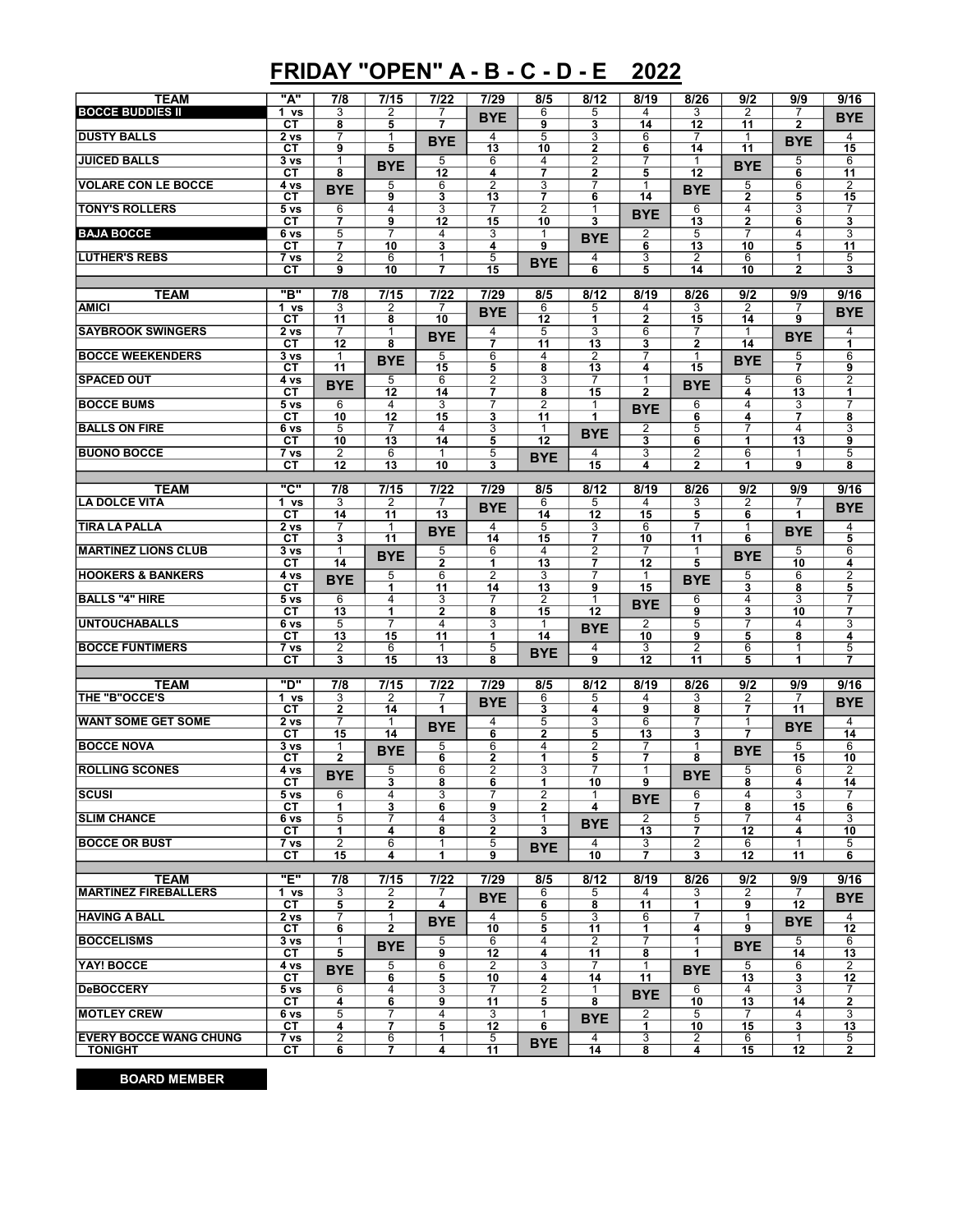# FRIDAY "OPEN" A - B - C - D - E 2022

| TEAM | "A" | 7/8 | 7/15 | 7/22 | 7/29 | 8/5 | 8/12 | 8/19 | 8/26 | 9/2 | 9/9 | 9/16 |
|---|---|---|---|---|---|---|---|---|---|---|---|---|
| BOCCE BUDDIES II | 1 vs | 3 | 2 | 7 | BYE | 6 | 5 | 4 | 3 | 2 | 7 | BYE |
| | CT | 8 | 5 | 7 | | 9 | 3 | 14 | 12 | 11 | 2 | |
| DUSTY BALLS | 2 vs | 7 | 1 | BYE | 4 | 5 | 3 | 6 | 7 | 1 | BYE | 4 |
| | CT | 9 | 5 | | 13 | 10 | 2 | 6 | 14 | 11 | | 15 |
| JUICED BALLS | 3 vs | 1 | BYE | 5 | 6 | 4 | 2 | 7 | 1 | BYE | 5 | 6 |
| | CT | 8 | | 12 | 4 | 7 | 2 | 5 | 12 | | 6 | 11 |
| VOLARE CON LE BOCCE | 4 vs | BYE | 5 | 6 | 2 | 3 | 7 | 1 | BYE | 5 | 6 | 2 |
| | CT | | 9 | 3 | 13 | 7 | 6 | 14 | | 2 | 5 | 15 |
| TONY'S ROLLERS | 5 vs | 6 | 4 | 3 | 7 | 2 | 1 | BYE | 6 | 4 | 3 | 7 |
| | CT | 7 | 9 | 12 | 15 | 10 | 3 | | 13 | 2 | 6 | 3 |
| BAJA BOCCE | 6 vs | 5 | 7 | 4 | 3 | 1 | BYE | 2 | 5 | 7 | 4 | 3 |
| | CT | 7 | 10 | 3 | 4 | 9 | | 6 | 13 | 10 | 5 | 11 |
| LUTHER'S REBS | 7 vs | 2 | 6 | 1 | 5 | BYE | 4 | 3 | 2 | 6 | 1 | 5 |
| | CT | 9 | 10 | 7 | 15 | | 6 | 5 | 14 | 10 | 2 | 3 |

| TEAM | "B" | 7/8 | 7/15 | 7/22 | 7/29 | 8/5 | 8/12 | 8/19 | 8/26 | 9/2 | 9/9 | 9/16 |
|---|---|---|---|---|---|---|---|---|---|---|---|---|
| AMICI | 1 vs | 3 | 2 | 7 | BYE | 6 | 5 | 4 | 3 | 2 | 7 | BYE |
| | CT | 11 | 8 | 10 | | 12 | 1 | 2 | 15 | 14 | 9 | |
| SAYBROOK SWINGERS | 2 vs | 7 | 1 | BYE | 4 | 5 | 3 | 6 | 7 | 1 | BYE | 4 |
| | CT | 12 | 8 | | 7 | 11 | 13 | 3 | 2 | 14 | | 1 |
| BOCCE WEEKENDERS | 3 vs | 1 | BYE | 5 | 6 | 4 | 2 | 7 | 1 | BYE | 5 | 6 |
| | CT | 11 | | 15 | 5 | 8 | 13 | 4 | 15 | | 7 | 9 |
| SPACED OUT | 4 vs | BYE | 5 | 6 | 2 | 3 | 7 | 1 | BYE | 5 | 6 | 2 |
| | CT | | 12 | 14 | 7 | 8 | 15 | 2 | | 4 | 13 | 1 |
| BOCCE BUMS | 5 vs | 6 | 4 | 3 | 7 | 2 | 1 | BYE | 6 | 4 | 3 | 7 |
| | CT | 10 | 12 | 15 | 3 | 11 | 1 | | 6 | 4 | 7 | 8 |
| BALLS ON FIRE | 6 vs | 5 | 7 | 4 | 3 | 1 | BYE | 2 | 5 | 7 | 4 | 3 |
| | CT | 10 | 13 | 14 | 5 | 12 | | 3 | 6 | 1 | 13 | 9 |
| BUONO BOCCE | 7 vs | 2 | 6 | 1 | 5 | BYE | 4 | 3 | 2 | 6 | 1 | 5 |
| | CT | 12 | 13 | 10 | 3 | | 15 | 4 | 2 | 1 | 9 | 8 |

| TEAM | "C" | 7/8 | 7/15 | 7/22 | 7/29 | 8/5 | 8/12 | 8/19 | 8/26 | 9/2 | 9/9 | 9/16 |
|---|---|---|---|---|---|---|---|---|---|---|---|---|
| LA DOLCE VITA | 1 vs | 3 | 2 | 7 | BYE | 6 | 5 | 4 | 3 | 2 | 7 | BYE |
| | CT | 14 | 11 | 13 | | 14 | 12 | 15 | 5 | 6 | 1 | |
| TIRA LA PALLA | 2 vs | 7 | 1 | BYE | 4 | 5 | 3 | 6 | 7 | 1 | BYE | 4 |
| | CT | 3 | 11 | | 14 | 15 | 7 | 10 | 11 | 6 | | 5 |
| MARTINEZ LIONS CLUB | 3 vs | 1 | BYE | 5 | 6 | 4 | 2 | 7 | 1 | BYE | 5 | 6 |
| | CT | 14 | | 2 | 1 | 13 | 7 | 12 | 5 | | 10 | 4 |
| HOOKERS & BANKERS | 4 vs | BYE | 5 | 6 | 2 | 3 | 7 | 1 | BYE | 5 | 6 | 2 |
| | CT | | 1 | 11 | 14 | 13 | 9 | 15 | | 3 | 8 | 5 |
| BALLS "4" HIRE | 5 vs | 6 | 4 | 3 | 7 | 2 | 1 | BYE | 6 | 4 | 3 | 7 |
| | CT | 13 | 1 | 2 | 8 | 15 | 12 | | 9 | 3 | 10 | 7 |
| UNTOUCHABALLS | 6 vs | 5 | 7 | 4 | 3 | 1 | BYE | 2 | 5 | 7 | 4 | 3 |
| | CT | 13 | 15 | 11 | 1 | 14 | | 10 | 9 | 5 | 8 | 4 |
| BOCCE FUNTIMERS | 7 vs | 2 | 6 | 1 | 5 | BYE | 4 | 3 | 2 | 6 | 1 | 5 |
| | CT | 3 | 15 | 13 | 8 | | 9 | 12 | 11 | 5 | 1 | 7 |

| TEAM | "D" | 7/8 | 7/15 | 7/22 | 7/29 | 8/5 | 8/12 | 8/19 | 8/26 | 9/2 | 9/9 | 9/16 |
|---|---|---|---|---|---|---|---|---|---|---|---|---|
| THE "B"OCCE'S | 1 vs | 3 | 2 | 7 | BYE | 6 | 5 | 4 | 3 | 2 | 7 | BYE |
| | CT | 2 | 14 | 1 | | 3 | 4 | 9 | 8 | 7 | 11 | |
| WANT SOME GET SOME | 2 vs | 7 | 1 | BYE | 4 | 5 | 3 | 6 | 7 | 1 | BYE | 4 |
| | CT | 15 | 14 | | 6 | 2 | 5 | 13 | 3 | 7 | | 14 |
| BOCCE NOVA | 3 vs | 1 | BYE | 5 | 6 | 4 | 2 | 7 | 1 | BYE | 5 | 6 |
| | CT | 2 | | 6 | 2 | 1 | 5 | 7 | 8 | | 15 | 10 |
| ROLLING SCONES | 4 vs | BYE | 5 | 6 | 2 | 3 | 7 | 1 | BYE | 5 | 6 | 2 |
| | CT | | 3 | 8 | 6 | 1 | 10 | 9 | | 8 | 4 | 14 |
| SCUSI | 5 vs | 6 | 4 | 3 | 7 | 2 | 1 | BYE | 6 | 4 | 3 | 7 |
| | CT | 1 | 3 | 6 | 9 | 2 | 4 | | 7 | 8 | 15 | 6 |
| SLIM CHANCE | 6 vs | 5 | 7 | 4 | 3 | 1 | BYE | 2 | 5 | 7 | 4 | 3 |
| | CT | 1 | 4 | 8 | 2 | 3 | | 13 | 7 | 12 | 4 | 10 |
| BOCCE OR BUST | 7 vs | 2 | 6 | 1 | 5 | BYE | 4 | 3 | 2 | 6 | 1 | 5 |
| | CT | 15 | 4 | 1 | 9 | | 10 | 7 | 3 | 12 | 11 | 6 |

| TEAM | "E" | 7/8 | 7/15 | 7/22 | 7/29 | 8/5 | 8/12 | 8/19 | 8/26 | 9/2 | 9/9 | 9/16 |
|---|---|---|---|---|---|---|---|---|---|---|---|---|
| MARTINEZ FIREBALLERS | 1 vs | 3 | 2 | 7 | BYE | 6 | 5 | 4 | 3 | 2 | 7 | BYE |
| | CT | 5 | 2 | 4 | | 6 | 8 | 11 | 1 | 9 | 12 | |
| HAVING A BALL | 2 vs | 7 | 1 | BYE | 4 | 5 | 3 | 6 | 7 | 1 | BYE | 4 |
| | CT | 6 | 2 | | 10 | 5 | 11 | 1 | 4 | 9 | | 12 |
| BOCCELISMS | 3 vs | 1 | BYE | 5 | 6 | 4 | 2 | 7 | 1 | BYE | 5 | 6 |
| | CT | 5 | | 9 | 12 | 4 | 11 | 8 | 1 | | 14 | 13 |
| YAY! BOCCE | 4 vs | BYE | 5 | 6 | 2 | 3 | 7 | 1 | BYE | 5 | 6 | 2 |
| | CT | | 6 | 5 | 10 | 4 | 14 | 11 | | 13 | 3 | 12 |
| DeBOCCERY | 5 vs | 6 | 4 | 3 | 7 | 2 | 1 | BYE | 6 | 4 | 3 | 7 |
| | CT | 4 | 6 | 9 | 11 | 5 | 8 | | 10 | 13 | 14 | 2 |
| MOTLEY CREW | 6 vs | 5 | 7 | 4 | 3 | 1 | BYE | 2 | 5 | 7 | 4 | 3 |
| | CT | 4 | 7 | 5 | 12 | 6 | | 1 | 10 | 15 | 3 | 13 |
| EVERY BOCCE WANG CHUNG | 7 vs | 2 | 6 | 1 | 5 | BYE | 4 | 3 | 2 | 6 | 1 | 5 |
| TONIGHT | CT | 6 | 7 | 4 | 11 | | 14 | 8 | 4 | 15 | 12 | 2 |

**BOARD MEMBER**